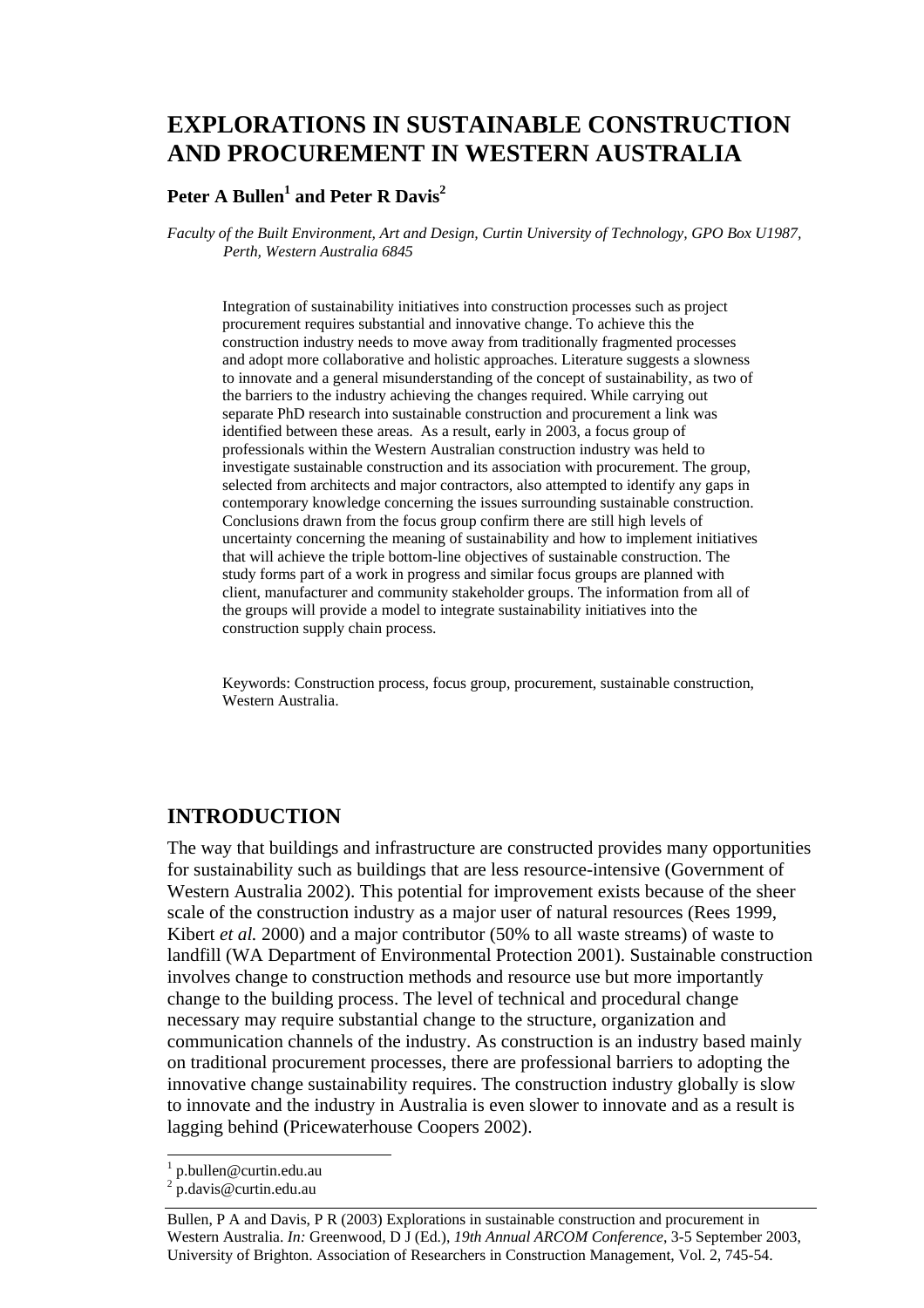# EXPLORATIONS IN SUSTAINABLE CONSTRUCTION AND PROCUREMENT IN WESTERN AUSTRALIA

**Peter A Bullen[1] and Peter R Davis[2]**

*Faculty of the Built Environment, Art and Design, Curtin University of Technology, GPO Box U1987, Perth, Western Australia 6845*

Integration of sustainability initiatives into construction processes such as project procurement requires substantial and innovative change. To achieve this the construction industry needs to move away from traditionally fragmented processes and adopt more collaborative and holistic approaches. Literature suggests a slowness to innovate and a general misunderstanding of the concept of sustainability, as two of the barriers to the industry achieving the changes required. While carrying out separate PhD research into sustainable construction and procurement a link was identified between these areas. As a result, early in 2003, a focus group of professionals within the Western Australian construction industry was held to investigate sustainable construction and its association with procurement. The group, selected from architects and major contractors, also attempted to identify any gaps in contemporary knowledge concerning the issues surrounding sustainable construction. Conclusions drawn from the focus group confirm there are still high levels of uncertainty concerning the meaning of sustainability and how to implement initiatives that will achieve the triple bottom-line objectives of sustainable construction. The study forms part of a work in progress and similar focus groups are planned with client, manufacturer and community stakeholder groups. The information from all of the groups will provide a model to integrate sustainability initiatives into the construction supply chain process.

Keywords: Construction process, focus group, procurement, sustainable construction, Western Australia.

## INTRODUCTION

The way that buildings and infrastructure are constructed provides many opportunities for sustainability such as buildings that are less resource-intensive (Government of Western Australia 2002). This potential for improvement exists because of the sheer scale of the construction industry as a major user of natural resources (Rees 1999, Kibert *et al.* 2000) and a major contributor (50% to all waste streams) of waste to landfill (WA Department of Environmental Protection 2001). Sustainable construction involves change to construction methods and resource use but more importantly change to the building process. The level of technical and procedural change necessary may require substantial change to the structure, organization and communication channels of the industry. As construction is an industry based mainly on traditional procurement processes, there are professional barriers to adopting the innovative change sustainability requires. The construction industry globally is slow to innovate and the industry in Australia is even slower to innovate and as a result is lagging behind (Pricewaterhouse Coopers 2002).

[1] p.bullen@curtin.edu.au

[2] p.davis@curtin.edu.au

Bullen, P A and Davis, P R (2003) Explorations in sustainable construction and procurement in Western Australia. *In:* Greenwood, D J (Ed.), *19th Annual ARCOM Conference*, 3-5 September 2003, University of Brighton. Association of Researchers in Construction Management, Vol. 2, 745-54.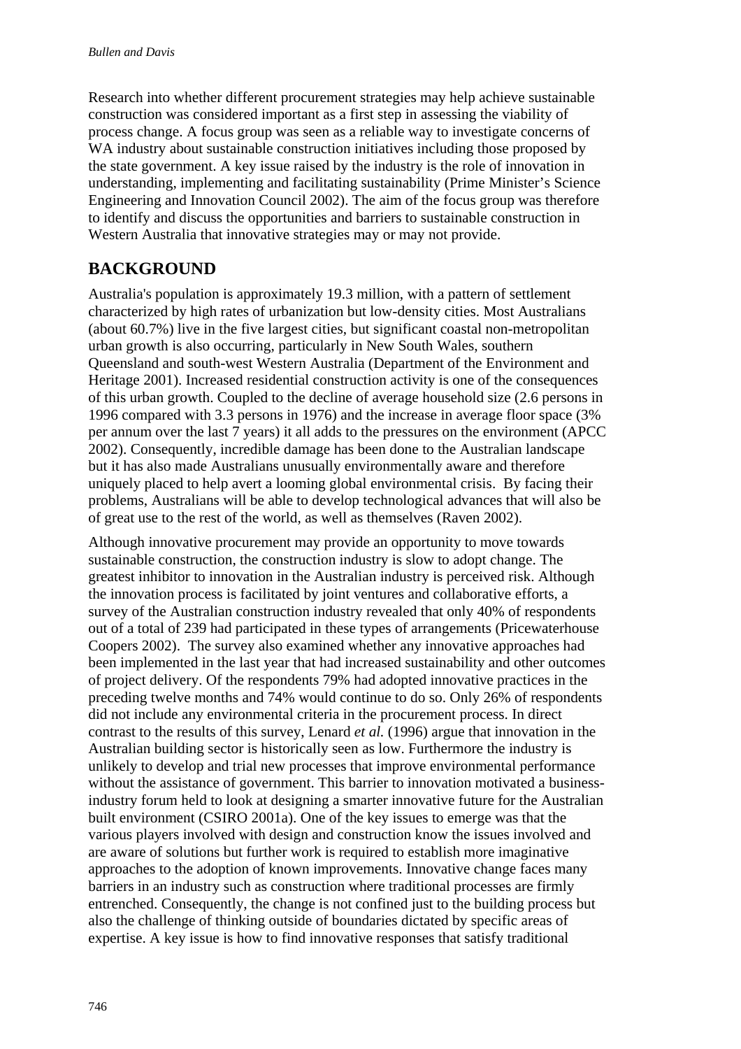Research into whether different procurement strategies may help achieve sustainable construction was considered important as a first step in assessing the viability of process change. A focus group was seen as a reliable way to investigate concerns of WA industry about sustainable construction initiatives including those proposed by the state government. A key issue raised by the industry is the role of innovation in understanding, implementing and facilitating sustainability (Prime Minister's Science Engineering and Innovation Council 2002). The aim of the focus group was therefore to identify and discuss the opportunities and barriers to sustainable construction in Western Australia that innovative strategies may or may not provide.

## BACKGROUND

Australia's population is approximately 19.3 million, with a pattern of settlement characterized by high rates of urbanization but low-density cities. Most Australians (about 60.7%) live in the five largest cities, but significant coastal non-metropolitan urban growth is also occurring, particularly in New South Wales, southern Queensland and south-west Western Australia (Department of the Environment and Heritage 2001). Increased residential construction activity is one of the consequences of this urban growth. Coupled to the decline of average household size (2.6 persons in 1996 compared with 3.3 persons in 1976) and the increase in average floor space (3% per annum over the last 7 years) it all adds to the pressures on the environment (APCC 2002). Consequently, incredible damage has been done to the Australian landscape but it has also made Australians unusually environmentally aware and therefore uniquely placed to help avert a looming global environmental crisis. By facing their problems, Australians will be able to develop technological advances that will also be of great use to the rest of the world, as well as themselves (Raven 2002).

Although innovative procurement may provide an opportunity to move towards sustainable construction, the construction industry is slow to adopt change. The greatest inhibitor to innovation in the Australian industry is perceived risk. Although the innovation process is facilitated by joint ventures and collaborative efforts, a survey of the Australian construction industry revealed that only 40% of respondents out of a total of 239 had participated in these types of arrangements (Pricewaterhouse Coopers 2002). The survey also examined whether any innovative approaches had been implemented in the last year that had increased sustainability and other outcomes of project delivery. Of the respondents 79% had adopted innovative practices in the preceding twelve months and 74% would continue to do so. Only 26% of respondents did not include any environmental criteria in the procurement process. In direct contrast to the results of this survey, Lenard *et al.* (1996) argue that innovation in the Australian building sector is historically seen as low. Furthermore the industry is unlikely to develop and trial new processes that improve environmental performance without the assistance of government. This barrier to innovation motivated a business-industry forum held to look at designing a smarter innovative future for the Australian built environment (CSIRO 2001a). One of the key issues to emerge was that the various players involved with design and construction know the issues involved and are aware of solutions but further work is required to establish more imaginative approaches to the adoption of known improvements. Innovative change faces many barriers in an industry such as construction where traditional processes are firmly entrenched. Consequently, the change is not confined just to the building process but also the challenge of thinking outside of boundaries dictated by specific areas of expertise. A key issue is how to find innovative responses that satisfy traditional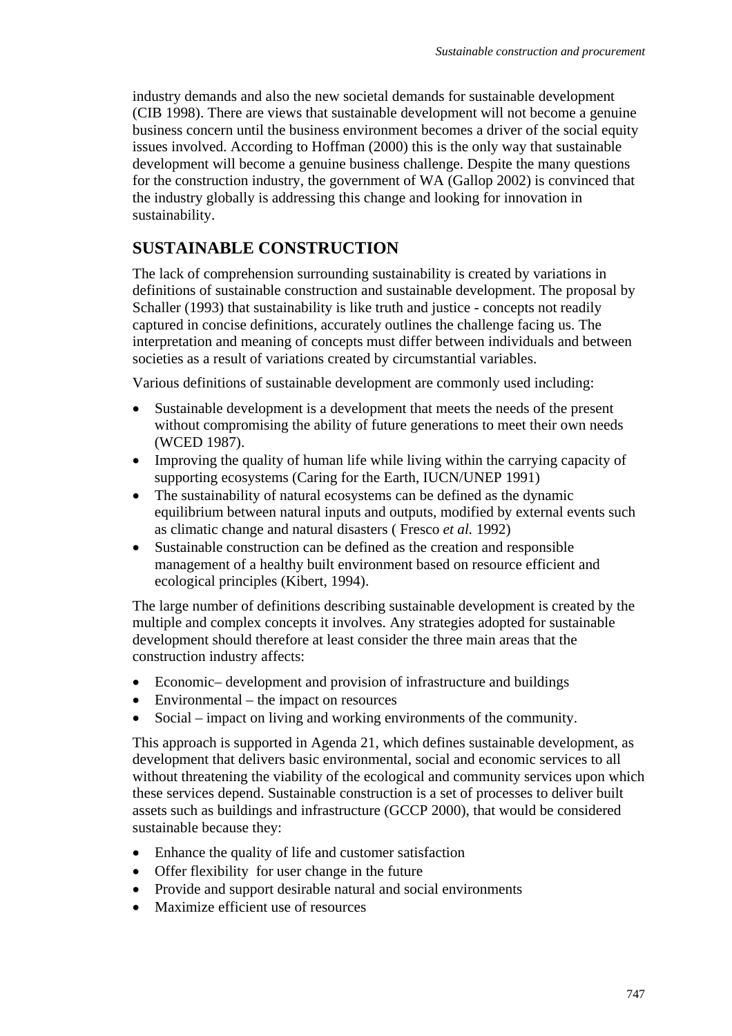industry demands and also the new societal demands for sustainable development (CIB 1998). There are views that sustainable development will not become a genuine business concern until the business environment becomes a driver of the social equity issues involved. According to Hoffman (2000) this is the only way that sustainable development will become a genuine business challenge. Despite the many questions for the construction industry, the government of WA (Gallop 2002) is convinced that the industry globally is addressing this change and looking for innovation in sustainability.

## SUSTAINABLE CONSTRUCTION

The lack of comprehension surrounding sustainability is created by variations in definitions of sustainable construction and sustainable development. The proposal by Schaller (1993) that sustainability is like truth and justice - concepts not readily captured in concise definitions, accurately outlines the challenge facing us. The interpretation and meaning of concepts must differ between individuals and between societies as a result of variations created by circumstantial variables.

Various definitions of sustainable development are commonly used including:

- Sustainable development is a development that meets the needs of the present without compromising the ability of future generations to meet their own needs (WCED 1987).
- Improving the quality of human life while living within the carrying capacity of supporting ecosystems (Caring for the Earth, IUCN/UNEP 1991)
- The sustainability of natural ecosystems can be defined as the dynamic equilibrium between natural inputs and outputs, modified by external events such as climatic change and natural disasters ( Fresco *et al.* 1992)
- Sustainable construction can be defined as the creation and responsible management of a healthy built environment based on resource efficient and ecological principles (Kibert, 1994).

The large number of definitions describing sustainable development is created by the multiple and complex concepts it involves. Any strategies adopted for sustainable development should therefore at least consider the three main areas that the construction industry affects:

- Economic– development and provision of infrastructure and buildings
- Environmental – the impact on resources
- Social – impact on living and working environments of the community.

This approach is supported in Agenda 21, which defines sustainable development, as development that delivers basic environmental, social and economic services to all without threatening the viability of the ecological and community services upon which these services depend. Sustainable construction is a set of processes to deliver built assets such as buildings and infrastructure (GCCP 2000), that would be considered sustainable because they:

- Enhance the quality of life and customer satisfaction
- Offer flexibility for user change in the future
- Provide and support desirable natural and social environments
- Maximize efficient use of resources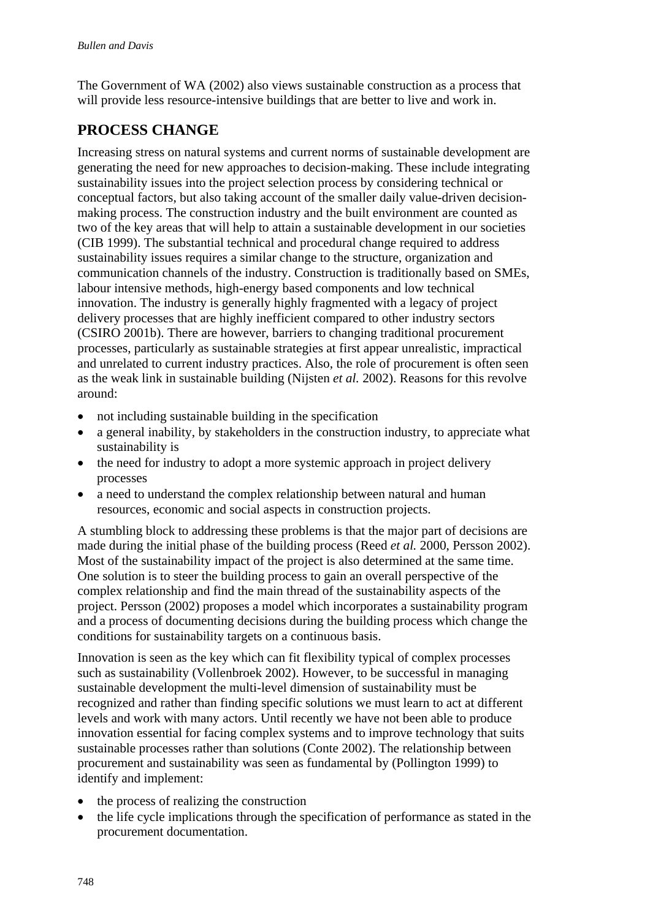The Government of WA (2002) also views sustainable construction as a process that will provide less resource-intensive buildings that are better to live and work in.

## PROCESS CHANGE

Increasing stress on natural systems and current norms of sustainable development are generating the need for new approaches to decision-making. These include integrating sustainability issues into the project selection process by considering technical or conceptual factors, but also taking account of the smaller daily value-driven decision-making process. The construction industry and the built environment are counted as two of the key areas that will help to attain a sustainable development in our societies (CIB 1999). The substantial technical and procedural change required to address sustainability issues requires a similar change to the structure, organization and communication channels of the industry. Construction is traditionally based on SMEs, labour intensive methods, high-energy based components and low technical innovation. The industry is generally highly fragmented with a legacy of project delivery processes that are highly inefficient compared to other industry sectors (CSIRO 2001b). There are however, barriers to changing traditional procurement processes, particularly as sustainable strategies at first appear unrealistic, impractical and unrelated to current industry practices. Also, the role of procurement is often seen as the weak link in sustainable building (Nijsten *et al.* 2002). Reasons for this revolve around:

- not including sustainable building in the specification
- a general inability, by stakeholders in the construction industry, to appreciate what sustainability is
- the need for industry to adopt a more systemic approach in project delivery processes
- a need to understand the complex relationship between natural and human resources, economic and social aspects in construction projects.

A stumbling block to addressing these problems is that the major part of decisions are made during the initial phase of the building process (Reed *et al.* 2000, Persson 2002). Most of the sustainability impact of the project is also determined at the same time. One solution is to steer the building process to gain an overall perspective of the complex relationship and find the main thread of the sustainability aspects of the project. Persson (2002) proposes a model which incorporates a sustainability program and a process of documenting decisions during the building process which change the conditions for sustainability targets on a continuous basis.

Innovation is seen as the key which can fit flexibility typical of complex processes such as sustainability (Vollenbroek 2002). However, to be successful in managing sustainable development the multi-level dimension of sustainability must be recognized and rather than finding specific solutions we must learn to act at different levels and work with many actors. Until recently we have not been able to produce innovation essential for facing complex systems and to improve technology that suits sustainable processes rather than solutions (Conte 2002). The relationship between procurement and sustainability was seen as fundamental by (Pollington 1999) to identify and implement:

- the process of realizing the construction
- the life cycle implications through the specification of performance as stated in the procurement documentation.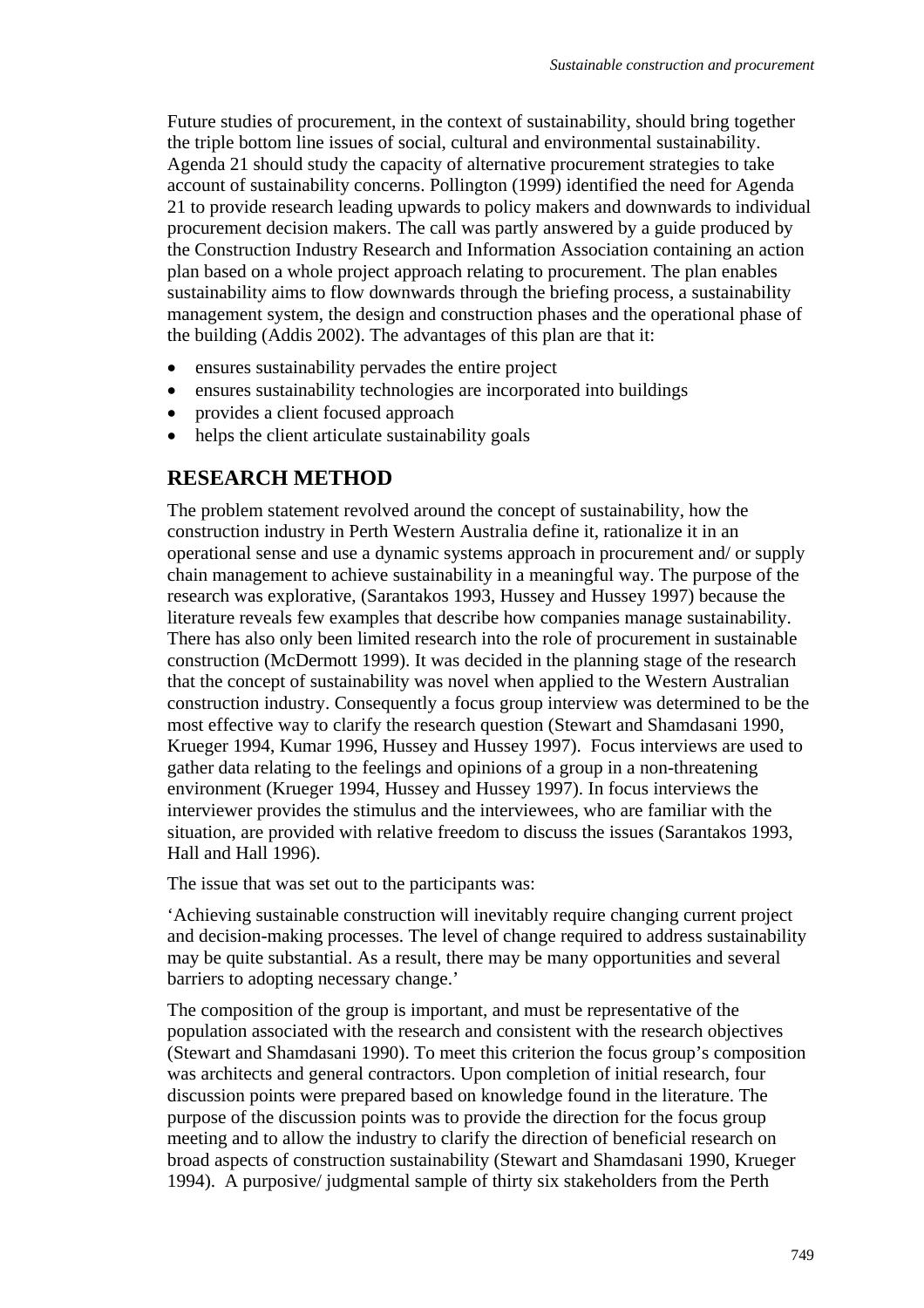Future studies of procurement, in the context of sustainability, should bring together the triple bottom line issues of social, cultural and environmental sustainability. Agenda 21 should study the capacity of alternative procurement strategies to take account of sustainability concerns. Pollington (1999) identified the need for Agenda 21 to provide research leading upwards to policy makers and downwards to individual procurement decision makers. The call was partly answered by a guide produced by the Construction Industry Research and Information Association containing an action plan based on a whole project approach relating to procurement. The plan enables sustainability aims to flow downwards through the briefing process, a sustainability management system, the design and construction phases and the operational phase of the building (Addis 2002). The advantages of this plan are that it:

- ensures sustainability pervades the entire project
- ensures sustainability technologies are incorporated into buildings
- provides a client focused approach
- helps the client articulate sustainability goals

## RESEARCH METHOD

The problem statement revolved around the concept of sustainability, how the construction industry in Perth Western Australia define it, rationalize it in an operational sense and use a dynamic systems approach in procurement and/ or supply chain management to achieve sustainability in a meaningful way. The purpose of the research was explorative, (Sarantakos 1993, Hussey and Hussey 1997) because the literature reveals few examples that describe how companies manage sustainability. There has also only been limited research into the role of procurement in sustainable construction (McDermott 1999). It was decided in the planning stage of the research that the concept of sustainability was novel when applied to the Western Australian construction industry. Consequently a focus group interview was determined to be the most effective way to clarify the research question (Stewart and Shamdasani 1990, Krueger 1994, Kumar 1996, Hussey and Hussey 1997). Focus interviews are used to gather data relating to the feelings and opinions of a group in a non-threatening environment (Krueger 1994, Hussey and Hussey 1997). In focus interviews the interviewer provides the stimulus and the interviewees, who are familiar with the situation, are provided with relative freedom to discuss the issues (Sarantakos 1993, Hall and Hall 1996).

The issue that was set out to the participants was:

'Achieving sustainable construction will inevitably require changing current project and decision-making processes. The level of change required to address sustainability may be quite substantial. As a result, there may be many opportunities and several barriers to adopting necessary change.'

The composition of the group is important, and must be representative of the population associated with the research and consistent with the research objectives (Stewart and Shamdasani 1990). To meet this criterion the focus group's composition was architects and general contractors. Upon completion of initial research, four discussion points were prepared based on knowledge found in the literature. The purpose of the discussion points was to provide the direction for the focus group meeting and to allow the industry to clarify the direction of beneficial research on broad aspects of construction sustainability (Stewart and Shamdasani 1990, Krueger 1994). A purposive/ judgmental sample of thirty six stakeholders from the Perth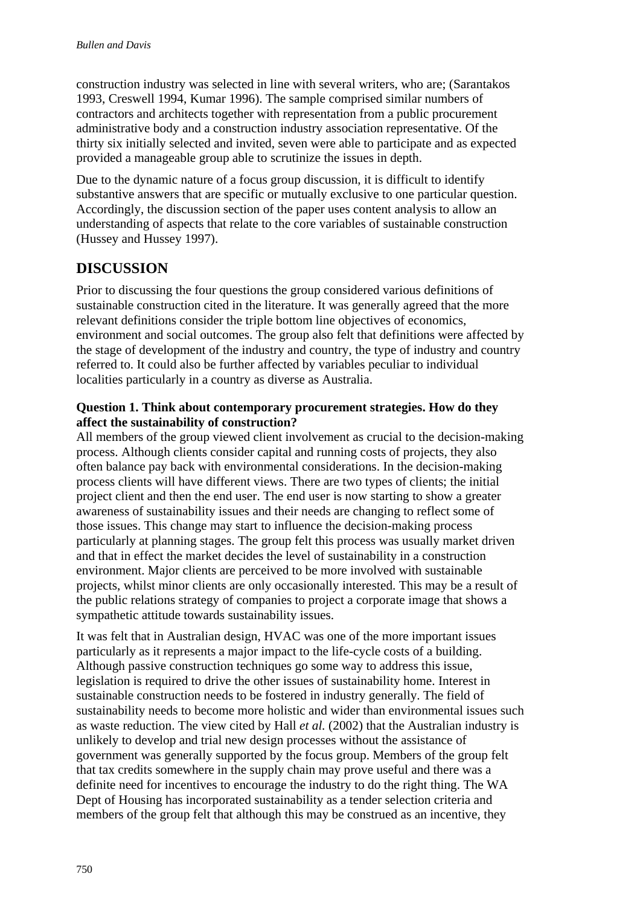construction industry was selected in line with several writers, who are; (Sarantakos 1993, Creswell 1994, Kumar 1996). The sample comprised similar numbers of contractors and architects together with representation from a public procurement administrative body and a construction industry association representative. Of the thirty six initially selected and invited, seven were able to participate and as expected provided a manageable group able to scrutinize the issues in depth.

Due to the dynamic nature of a focus group discussion, it is difficult to identify substantive answers that are specific or mutually exclusive to one particular question. Accordingly, the discussion section of the paper uses content analysis to allow an understanding of aspects that relate to the core variables of sustainable construction (Hussey and Hussey 1997).

## DISCUSSION

Prior to discussing the four questions the group considered various definitions of sustainable construction cited in the literature. It was generally agreed that the more relevant definitions consider the triple bottom line objectives of economics, environment and social outcomes. The group also felt that definitions were affected by the stage of development of the industry and country, the type of industry and country referred to. It could also be further affected by variables peculiar to individual localities particularly in a country as diverse as Australia.

**Question 1. Think about contemporary procurement strategies. How do they affect the sustainability of construction?**

All members of the group viewed client involvement as crucial to the decision-making process. Although clients consider capital and running costs of projects, they also often balance pay back with environmental considerations. In the decision-making process clients will have different views. There are two types of clients; the initial project client and then the end user. The end user is now starting to show a greater awareness of sustainability issues and their needs are changing to reflect some of those issues. This change may start to influence the decision-making process particularly at planning stages. The group felt this process was usually market driven and that in effect the market decides the level of sustainability in a construction environment. Major clients are perceived to be more involved with sustainable projects, whilst minor clients are only occasionally interested. This may be a result of the public relations strategy of companies to project a corporate image that shows a sympathetic attitude towards sustainability issues.

It was felt that in Australian design, HVAC was one of the more important issues particularly as it represents a major impact to the life-cycle costs of a building. Although passive construction techniques go some way to address this issue, legislation is required to drive the other issues of sustainability home. Interest in sustainable construction needs to be fostered in industry generally. The field of sustainability needs to become more holistic and wider than environmental issues such as waste reduction. The view cited by Hall *et al.* (2002) that the Australian industry is unlikely to develop and trial new design processes without the assistance of government was generally supported by the focus group. Members of the group felt that tax credits somewhere in the supply chain may prove useful and there was a definite need for incentives to encourage the industry to do the right thing. The WA Dept of Housing has incorporated sustainability as a tender selection criteria and members of the group felt that although this may be construed as an incentive, they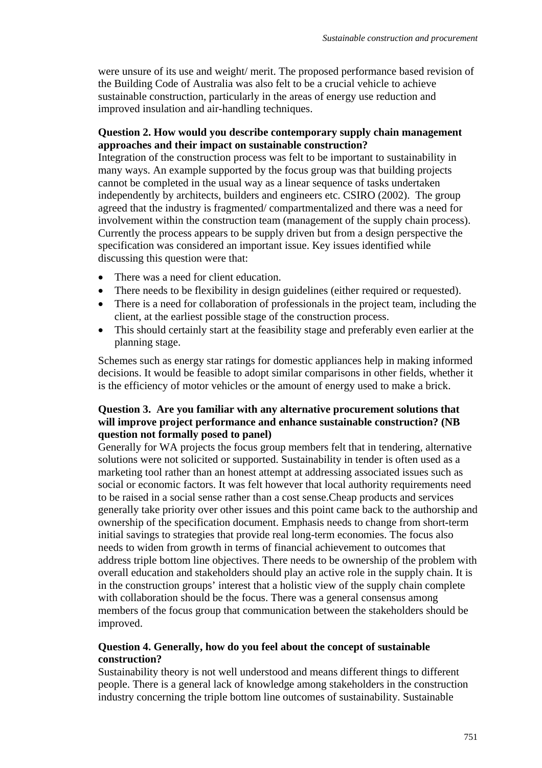were unsure of its use and weight/ merit. The proposed performance based revision of the Building Code of Australia was also felt to be a crucial vehicle to achieve sustainable construction, particularly in the areas of energy use reduction and improved insulation and air-handling techniques.

**Question 2. How would you describe contemporary supply chain management approaches and their impact on sustainable construction?**

Integration of the construction process was felt to be important to sustainability in many ways. An example supported by the focus group was that building projects cannot be completed in the usual way as a linear sequence of tasks undertaken independently by architects, builders and engineers etc. CSIRO (2002). The group agreed that the industry is fragmented/ compartmentalized and there was a need for involvement within the construction team (management of the supply chain process). Currently the process appears to be supply driven but from a design perspective the specification was considered an important issue. Key issues identified while discussing this question were that:

- There was a need for client education.
- There needs to be flexibility in design guidelines (either required or requested).
- There is a need for collaboration of professionals in the project team, including the client, at the earliest possible stage of the construction process.
- This should certainly start at the feasibility stage and preferably even earlier at the planning stage.

Schemes such as energy star ratings for domestic appliances help in making informed decisions. It would be feasible to adopt similar comparisons in other fields, whether it is the efficiency of motor vehicles or the amount of energy used to make a brick.

**Question 3. Are you familiar with any alternative procurement solutions that will improve project performance and enhance sustainable construction? (NB question not formally posed to panel)**

Generally for WA projects the focus group members felt that in tendering, alternative solutions were not solicited or supported. Sustainability in tender is often used as a marketing tool rather than an honest attempt at addressing associated issues such as social or economic factors. It was felt however that local authority requirements need to be raised in a social sense rather than a cost sense.Cheap products and services generally take priority over other issues and this point came back to the authorship and ownership of the specification document. Emphasis needs to change from short-term initial savings to strategies that provide real long-term economies. The focus also needs to widen from growth in terms of financial achievement to outcomes that address triple bottom line objectives. There needs to be ownership of the problem with overall education and stakeholders should play an active role in the supply chain. It is in the construction groups' interest that a holistic view of the supply chain complete with collaboration should be the focus. There was a general consensus among members of the focus group that communication between the stakeholders should be improved.

**Question 4. Generally, how do you feel about the concept of sustainable construction?**

Sustainability theory is not well understood and means different things to different people. There is a general lack of knowledge among stakeholders in the construction industry concerning the triple bottom line outcomes of sustainability. Sustainable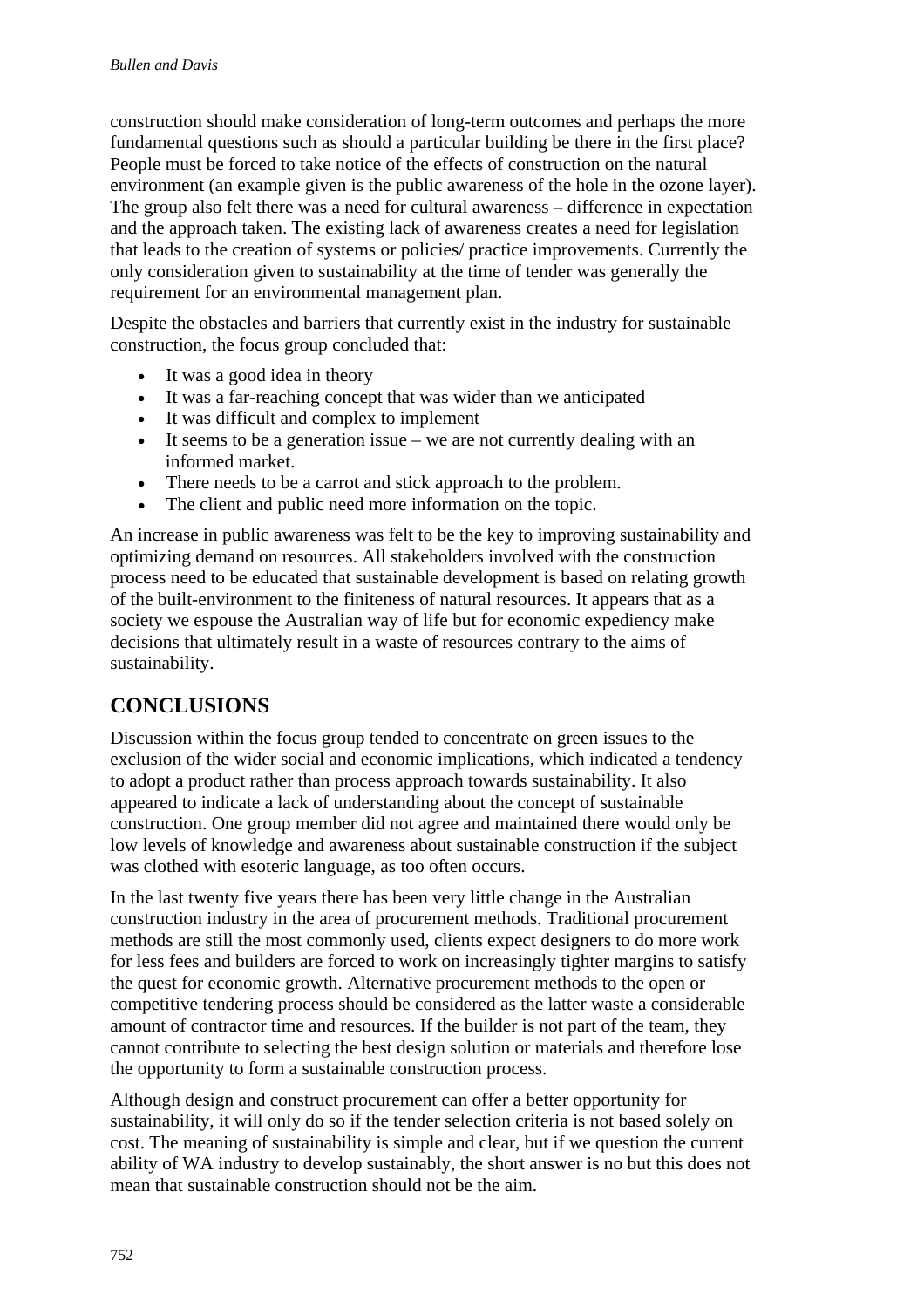construction should make consideration of long-term outcomes and perhaps the more fundamental questions such as should a particular building be there in the first place? People must be forced to take notice of the effects of construction on the natural environment (an example given is the public awareness of the hole in the ozone layer). The group also felt there was a need for cultural awareness – difference in expectation and the approach taken. The existing lack of awareness creates a need for legislation that leads to the creation of systems or policies/ practice improvements. Currently the only consideration given to sustainability at the time of tender was generally the requirement for an environmental management plan.

Despite the obstacles and barriers that currently exist in the industry for sustainable construction, the focus group concluded that:

- It was a good idea in theory
- It was a far-reaching concept that was wider than we anticipated
- It was difficult and complex to implement
- It seems to be a generation issue – we are not currently dealing with an informed market.
- There needs to be a carrot and stick approach to the problem.
- The client and public need more information on the topic.

An increase in public awareness was felt to be the key to improving sustainability and optimizing demand on resources. All stakeholders involved with the construction process need to be educated that sustainable development is based on relating growth of the built-environment to the finiteness of natural resources. It appears that as a society we espouse the Australian way of life but for economic expediency make decisions that ultimately result in a waste of resources contrary to the aims of sustainability.

## CONCLUSIONS

Discussion within the focus group tended to concentrate on green issues to the exclusion of the wider social and economic implications, which indicated a tendency to adopt a product rather than process approach towards sustainability. It also appeared to indicate a lack of understanding about the concept of sustainable construction. One group member did not agree and maintained there would only be low levels of knowledge and awareness about sustainable construction if the subject was clothed with esoteric language, as too often occurs.

In the last twenty five years there has been very little change in the Australian construction industry in the area of procurement methods. Traditional procurement methods are still the most commonly used, clients expect designers to do more work for less fees and builders are forced to work on increasingly tighter margins to satisfy the quest for economic growth. Alternative procurement methods to the open or competitive tendering process should be considered as the latter waste a considerable amount of contractor time and resources. If the builder is not part of the team, they cannot contribute to selecting the best design solution or materials and therefore lose the opportunity to form a sustainable construction process.

Although design and construct procurement can offer a better opportunity for sustainability, it will only do so if the tender selection criteria is not based solely on cost. The meaning of sustainability is simple and clear, but if we question the current ability of WA industry to develop sustainably, the short answer is no but this does not mean that sustainable construction should not be the aim.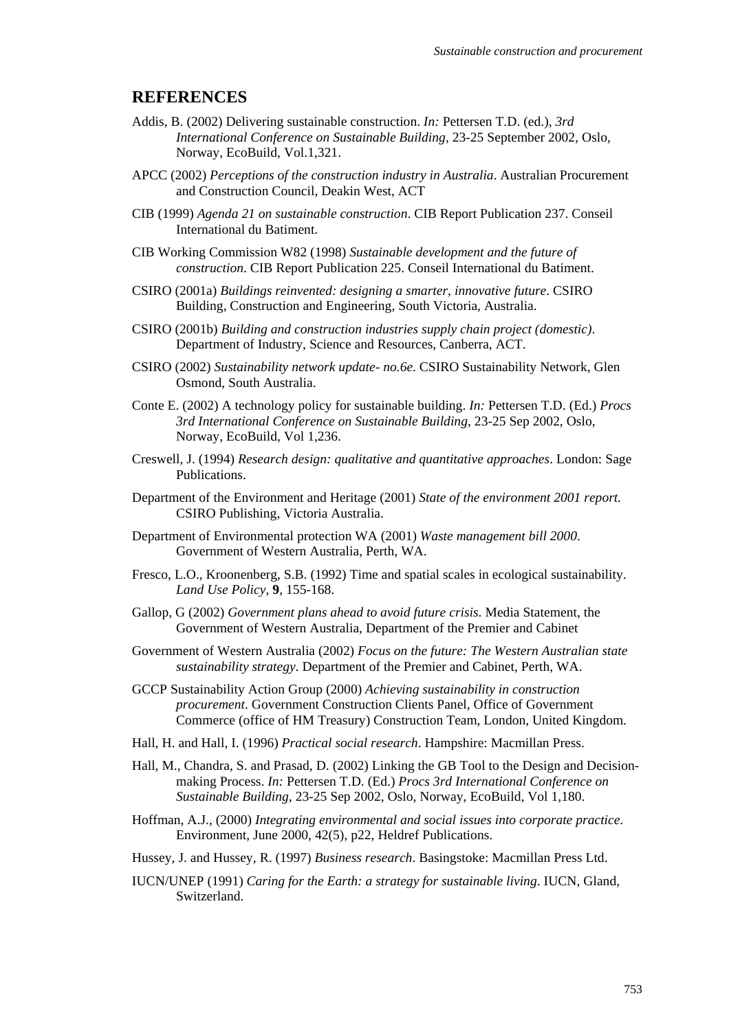## REFERENCES

Addis, B. (2002) Delivering sustainable construction. *In:* Pettersen T.D. (ed.), *3rd International Conference on Sustainable Building*, 23-25 September 2002, Oslo, Norway, EcoBuild, Vol.1,321.

APCC (2002) *Perceptions of the construction industry in Australia*. Australian Procurement and Construction Council, Deakin West, ACT

CIB (1999) *Agenda 21 on sustainable construction*. CIB Report Publication 237. Conseil International du Batiment.

CIB Working Commission W82 (1998) *Sustainable development and the future of construction*. CIB Report Publication 225. Conseil International du Batiment.

CSIRO (2001a) *Buildings reinvented: designing a smarter, innovative future*. CSIRO Building, Construction and Engineering, South Victoria, Australia.

CSIRO (2001b) *Building and construction industries supply chain project (domestic)*. Department of Industry, Science and Resources, Canberra, ACT.

CSIRO (2002) *Sustainability network update- no.6e*. CSIRO Sustainability Network, Glen Osmond, South Australia.

Conte E. (2002) A technology policy for sustainable building. *In:* Pettersen T.D. (Ed.) *Procs 3rd International Conference on Sustainable Building*, 23-25 Sep 2002, Oslo, Norway, EcoBuild, Vol 1,236.

Creswell, J. (1994) *Research design: qualitative and quantitative approaches*. London: Sage Publications.

Department of the Environment and Heritage (2001) *State of the environment 2001 report.* CSIRO Publishing, Victoria Australia.

Department of Environmental protection WA (2001) *Waste management bill 2000*. Government of Western Australia, Perth, WA.

Fresco, L.O., Kroonenberg, S.B. (1992) Time and spatial scales in ecological sustainability. *Land Use Policy*, **9**, 155-168.

Gallop, G (2002) *Government plans ahead to avoid future crisis*. Media Statement, the Government of Western Australia, Department of the Premier and Cabinet

Government of Western Australia (2002) *Focus on the future: The Western Australian state sustainability strategy*. Department of the Premier and Cabinet, Perth, WA.

GCCP Sustainability Action Group (2000) *Achieving sustainability in construction procurement*. Government Construction Clients Panel, Office of Government Commerce (office of HM Treasury) Construction Team, London, United Kingdom.

Hall, H. and Hall, I. (1996) *Practical social research*. Hampshire: Macmillan Press.

Hall, M., Chandra, S. and Prasad, D. (2002) Linking the GB Tool to the Design and Decision-making Process. *In:* Pettersen T.D. (Ed.) *Procs 3rd International Conference on Sustainable Building*, 23-25 Sep 2002, Oslo, Norway, EcoBuild, Vol 1,180.

Hoffman, A.J., (2000) *Integrating environmental and social issues into corporate practice*. Environment, June 2000, 42(5), p22, Heldref Publications.

Hussey, J. and Hussey, R. (1997) *Business research*. Basingstoke: Macmillan Press Ltd.

IUCN/UNEP (1991) *Caring for the Earth: a strategy for sustainable living*. IUCN, Gland, Switzerland.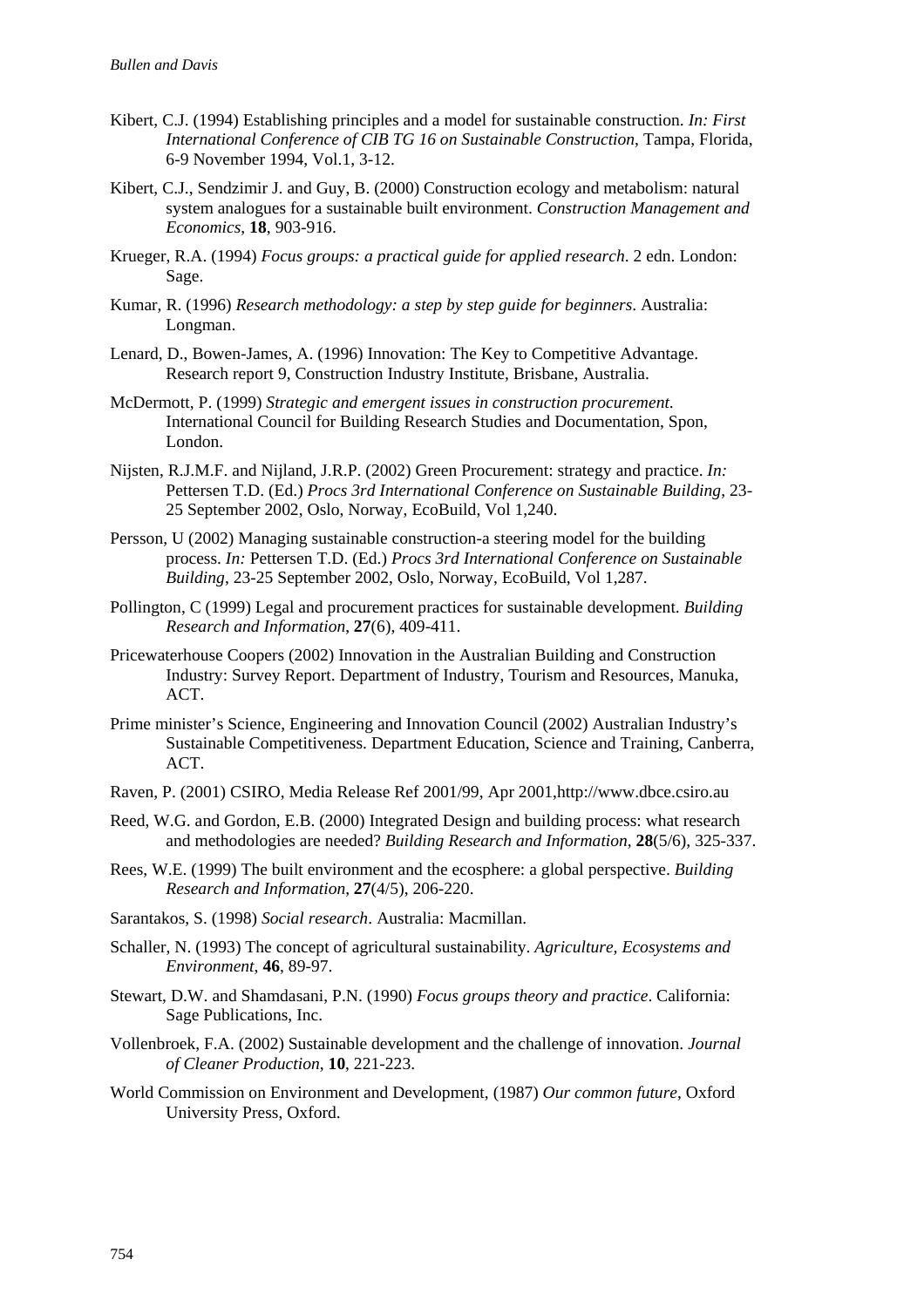Kibert, C.J. (1994) Establishing principles and a model for sustainable construction. *In: First International Conference of CIB TG 16 on Sustainable Construction*, Tampa, Florida, 6-9 November 1994, Vol.1, 3-12.

Kibert, C.J., Sendzimir J. and Guy, B. (2000) Construction ecology and metabolism: natural system analogues for a sustainable built environment. *Construction Management and Economics*, **18**, 903-916.

Krueger, R.A. (1994) *Focus groups: a practical guide for applied research*. 2 edn. London: Sage.

Kumar, R. (1996) *Research methodology: a step by step guide for beginners*. Australia: Longman.

Lenard, D., Bowen-James, A. (1996) Innovation: The Key to Competitive Advantage. Research report 9, Construction Industry Institute, Brisbane, Australia.

McDermott, P. (1999) *Strategic and emergent issues in construction procurement*. International Council for Building Research Studies and Documentation, Spon, London.

Nijsten, R.J.M.F. and Nijland, J.R.P. (2002) Green Procurement: strategy and practice. *In:* Pettersen T.D. (Ed.) *Procs 3rd International Conference on Sustainable Building*, 23-25 September 2002, Oslo, Norway, EcoBuild, Vol 1,240.

Persson, U (2002) Managing sustainable construction-a steering model for the building process. *In:* Pettersen T.D. (Ed.) *Procs 3rd International Conference on Sustainable Building*, 23-25 September 2002, Oslo, Norway, EcoBuild, Vol 1,287.

Pollington, C (1999) Legal and procurement practices for sustainable development. *Building Research and Information*, **27**(6), 409-411.

Pricewaterhouse Coopers (2002) Innovation in the Australian Building and Construction Industry: Survey Report. Department of Industry, Tourism and Resources, Manuka, ACT.

Prime minister's Science, Engineering and Innovation Council (2002) Australian Industry's Sustainable Competitiveness. Department Education, Science and Training, Canberra, ACT.

Raven, P. (2001) CSIRO, Media Release Ref 2001/99, Apr 2001,http://www.dbce.csiro.au

Reed, W.G. and Gordon, E.B. (2000) Integrated Design and building process: what research and methodologies are needed? *Building Research and Information*, **28**(5/6), 325-337.

Rees, W.E. (1999) The built environment and the ecosphere: a global perspective. *Building Research and Information*, **27**(4/5), 206-220.

Sarantakos, S. (1998) *Social research*. Australia: Macmillan.

Schaller, N. (1993) The concept of agricultural sustainability. *Agriculture, Ecosystems and Environment*, **46**, 89-97.

Stewart, D.W. and Shamdasani, P.N. (1990) *Focus groups theory and practice*. California: Sage Publications, Inc.

Vollenbroek, F.A. (2002) Sustainable development and the challenge of innovation. *Journal of Cleaner Production*, **10**, 221-223.

World Commission on Environment and Development, (1987) *Our common future*, Oxford University Press, Oxford.